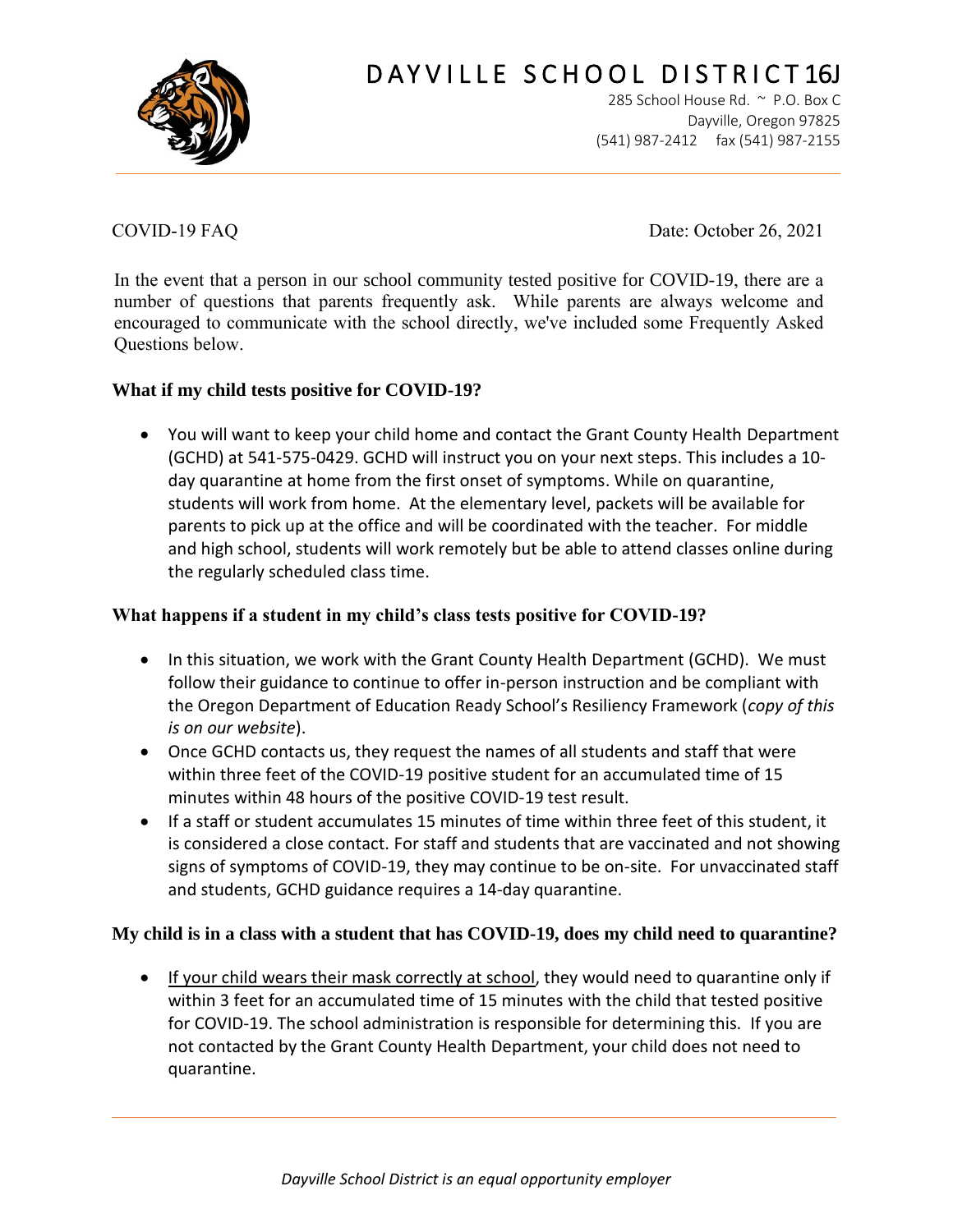# DAYVILLE SCHOOL DISTRICT 16J

285 School House Rd. ~ P.O. Box C
Dayville, Oregon 97825
(541) 987-2412 fax (541) 987-2155

COVID-19 FAQ

Date: October 26, 2021

In the event that a person in our school community tested positive for COVID-19, there are a number of questions that parents frequently ask. While parents are always welcome and encouraged to communicate with the school directly, we've included some Frequently Asked Questions below.

**What if my child tests positive for COVID-19?**

- You will want to keep your child home and contact the Grant County Health Department (GCHD) at 541-575-0429. GCHD will instruct you on your next steps. This includes a 10-day quarantine at home from the first onset of symptoms. While on quarantine, students will work from home. At the elementary level, packets will be available for parents to pick up at the office and will be coordinated with the teacher. For middle and high school, students will work remotely but be able to attend classes online during the regularly scheduled class time.

**What happens if a student in my child's class tests positive for COVID-19?**

- In this situation, we work with the Grant County Health Department (GCHD). We must follow their guidance to continue to offer in-person instruction and be compliant with the Oregon Department of Education Ready School's Resiliency Framework (*copy of this is on our website*).
- Once GCHD contacts us, they request the names of all students and staff that were within three feet of the COVID-19 positive student for an accumulated time of 15 minutes within 48 hours of the positive COVID-19 test result.
- If a staff or student accumulates 15 minutes of time within three feet of this student, it is considered a close contact. For staff and students that are vaccinated and not showing signs of symptoms of COVID-19, they may continue to be on-site. For unvaccinated staff and students, GCHD guidance requires a 14-day quarantine.

**My child is in a class with a student that has COVID-19, does my child need to quarantine?**

- <u>If your child wears their mask correctly at school</u>, they would need to quarantine only if within 3 feet for an accumulated time of 15 minutes with the child that tested positive for COVID-19. The school administration is responsible for determining this. If you are not contacted by the Grant County Health Department, your child does not need to quarantine.

*Dayville School District is an equal opportunity employer*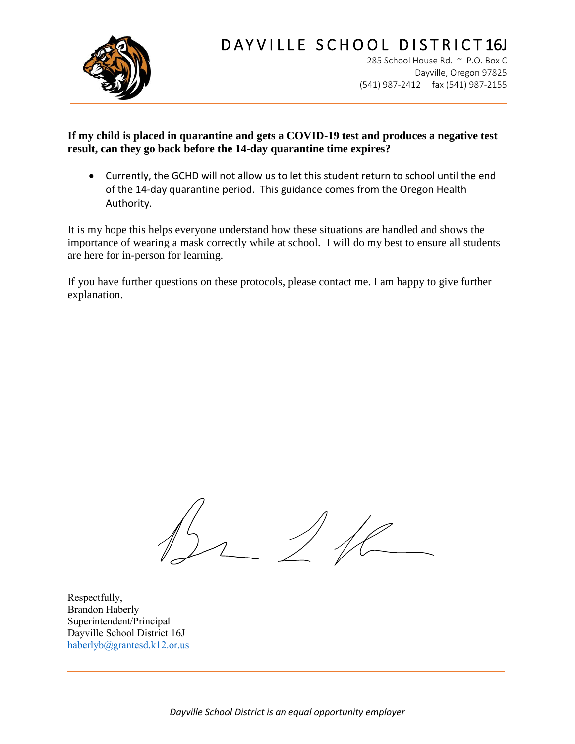# DAYVILLE SCHOOL DISTRICT 16J

285 School House Rd. ~ P.O. Box C
Dayville, Oregon 97825
(541) 987-2412 fax (541) 987-2155

**If my child is placed in quarantine and gets a COVID-19 test and produces a negative test result, can they go back before the 14-day quarantine time expires?**

- Currently, the GCHD will not allow us to let this student return to school until the end of the 14-day quarantine period. This guidance comes from the Oregon Health Authority.

It is my hope this helps everyone understand how these situations are handled and shows the importance of wearing a mask correctly while at school. I will do my best to ensure all students are here for in-person for learning.

If you have further questions on these protocols, please contact me. I am happy to give further explanation.

Respectfully,
Brandon Haberly
Superintendent/Principal
Dayville School District 16J
haberlyb@grantesd.k12.or.us

*Dayville School District is an equal opportunity employer*